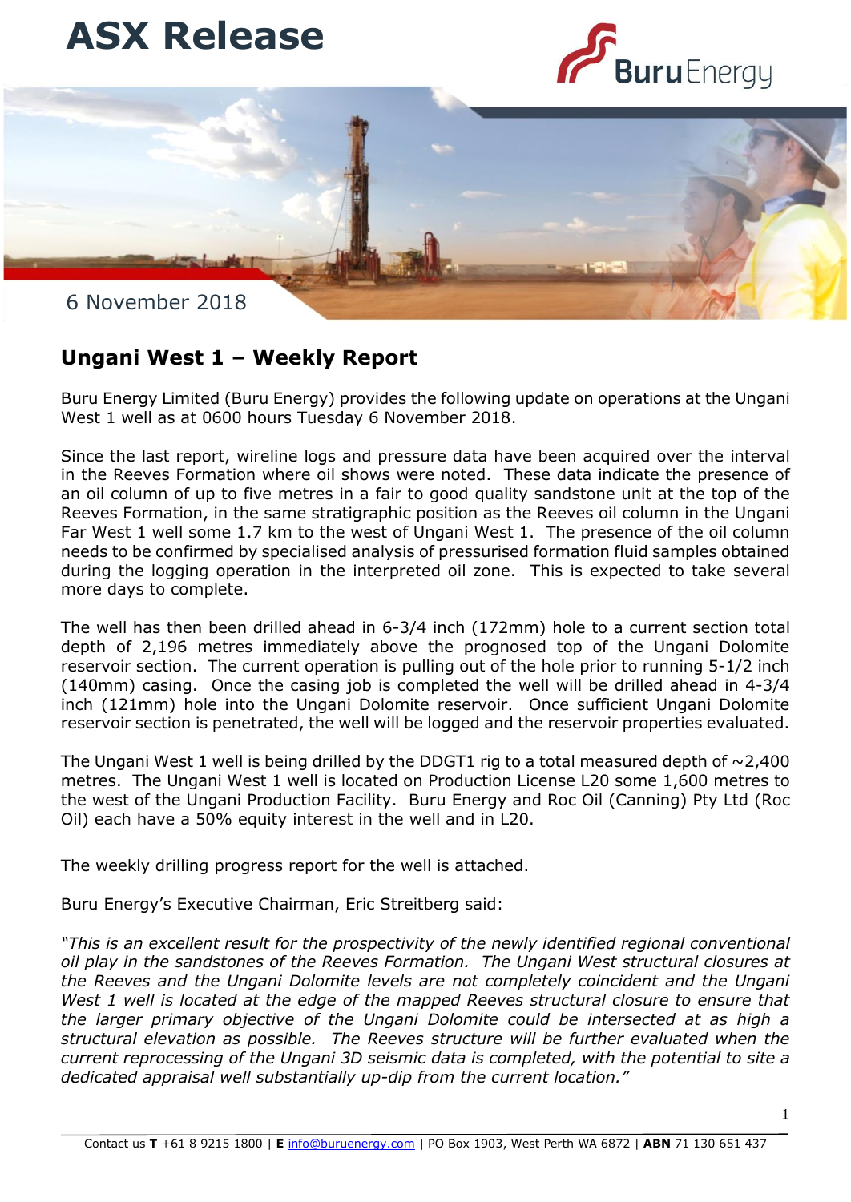# ASX Release

6 November 2018

## Ungani West 1 – Weekly Report

Buru Energy Limited (Buru Energy) provides the following update on operations at the Ungani West 1 well as at 0600 hours Tuesday 6 November 2018.

Since the last report, wireline logs and pressure data have been acquired over the interval in the Reeves Formation where oil shows were noted. These data indicate the presence of an oil column of up to five metres in a fair to good quality sandstone unit at the top of the Reeves Formation, in the same stratigraphic position as the Reeves oil column in the Ungani Far West 1 well some 1.7 km to the west of Ungani West 1. The presence of the oil column needs to be confirmed by specialised analysis of pressurised formation fluid samples obtained during the logging operation in the interpreted oil zone. This is expected to take several more days to complete.

The well has then been drilled ahead in 6-3/4 inch (172mm) hole to a current section total depth of 2,196 metres immediately above the prognosed top of the Ungani Dolomite reservoir section. The current operation is pulling out of the hole prior to running 5-1/2 inch (140mm) casing. Once the casing job is completed the well will be drilled ahead in 4-3/4 inch (121mm) hole into the Ungani Dolomite reservoir. Once sufficient Ungani Dolomite reservoir section is penetrated, the well will be logged and the reservoir properties evaluated.

The Ungani West 1 well is being drilled by the DDGT1 rig to a total measured depth of ~2,400 metres. The Ungani West 1 well is located on Production License L20 some 1,600 metres to the west of the Ungani Production Facility. Buru Energy and Roc Oil (Canning) Pty Ltd (Roc Oil) each have a 50% equity interest in the well and in L20.

The weekly drilling progress report for the well is attached.

Buru Energy's Executive Chairman, Eric Streitberg said:

*"This is an excellent result for the prospectivity of the newly identified regional conventional oil play in the sandstones of the Reeves Formation. The Ungani West structural closures at the Reeves and the Ungani Dolomite levels are not completely coincident and the Ungani West 1 well is located at the edge of the mapped Reeves structural closure to ensure that the larger primary objective of the Ungani Dolomite could be intersected at as high a structural elevation as possible. The Reeves structure will be further evaluated when the current reprocessing of the Ungani 3D seismic data is completed, with the potential to site a dedicated appraisal well substantially up-dip from the current location."*

Contact us **T** +61 8 9215 1800 | **E** info@buruenergy.com | PO Box 1903, West Perth WA 6872 | **ABN** 71 130 651 437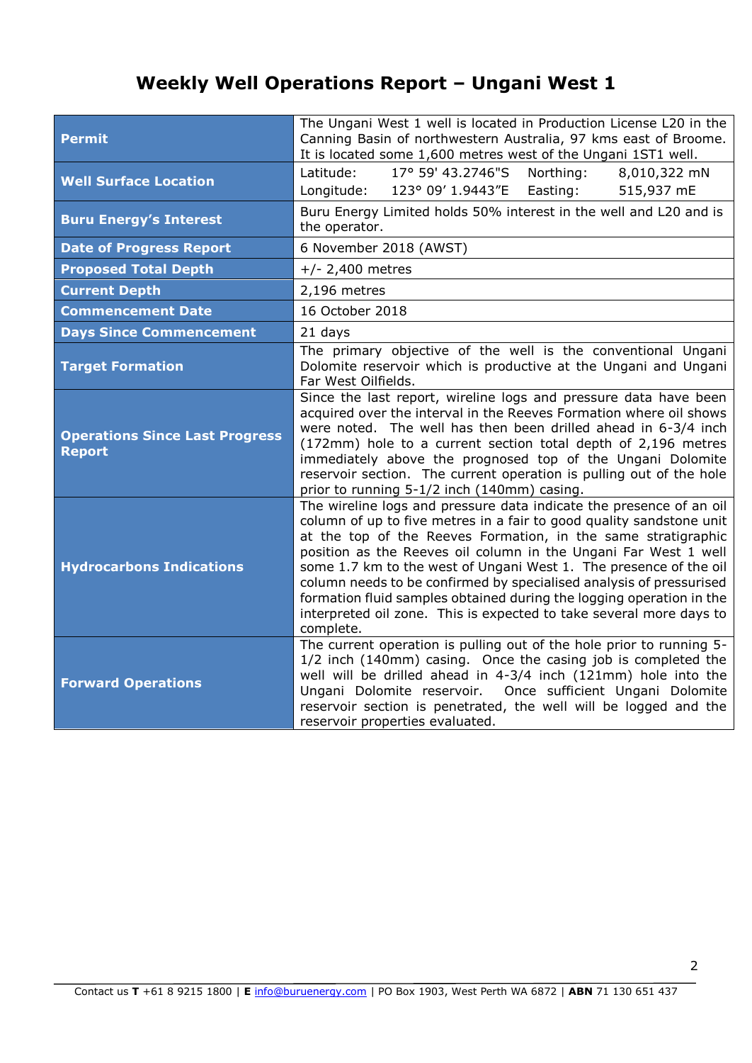# Weekly Well Operations Report – Ungani West 1

| | |
|---|---|
| **Permit** | The Ungani West 1 well is located in Production License L20 in the Canning Basin of northwestern Australia, 97 kms east of Broome. It is located some 1,600 metres west of the Ungani 1ST1 well. |
| **Well Surface Location** | Latitude: 17° 59' 43.2746"S Northing: 8,010,322 mN<br>Longitude: 123° 09' 1.9443"E Easting: 515,937 mE |
| **Buru Energy's Interest** | Buru Energy Limited holds 50% interest in the well and L20 and is the operator. |
| **Date of Progress Report** | 6 November 2018 (AWST) |
| **Proposed Total Depth** | +/- 2,400 metres |
| **Current Depth** | 2,196 metres |
| **Commencement Date** | 16 October 2018 |
| **Days Since Commencement** | 21 days |
| **Target Formation** | The primary objective of the well is the conventional Ungani Dolomite reservoir which is productive at the Ungani and Ungani Far West Oilfields. |
| **Operations Since Last Progress Report** | Since the last report, wireline logs and pressure data have been acquired over the interval in the Reeves Formation where oil shows were noted. The well has then been drilled ahead in 6-3/4 inch (172mm) hole to a current section total depth of 2,196 metres immediately above the prognosed top of the Ungani Dolomite reservoir section. The current operation is pulling out of the hole prior to running 5-1/2 inch (140mm) casing. |
| **Hydrocarbons Indications** | The wireline logs and pressure data indicate the presence of an oil column of up to five metres in a fair to good quality sandstone unit at the top of the Reeves Formation, in the same stratigraphic position as the Reeves oil column in the Ungani Far West 1 well some 1.7 km to the west of Ungani West 1. The presence of the oil column needs to be confirmed by specialised analysis of pressurised formation fluid samples obtained during the logging operation in the interpreted oil zone. This is expected to take several more days to complete. |
| **Forward Operations** | The current operation is pulling out of the hole prior to running 5-1/2 inch (140mm) casing. Once the casing job is completed the well will be drilled ahead in 4-3/4 inch (121mm) hole into the Ungani Dolomite reservoir. Once sufficient Ungani Dolomite reservoir section is penetrated, the well will be logged and the reservoir properties evaluated. |

Contact us **T** +61 8 9215 1800 | **E** info@buruenergy.com | PO Box 1903, West Perth WA 6872 | **ABN** 71 130 651 437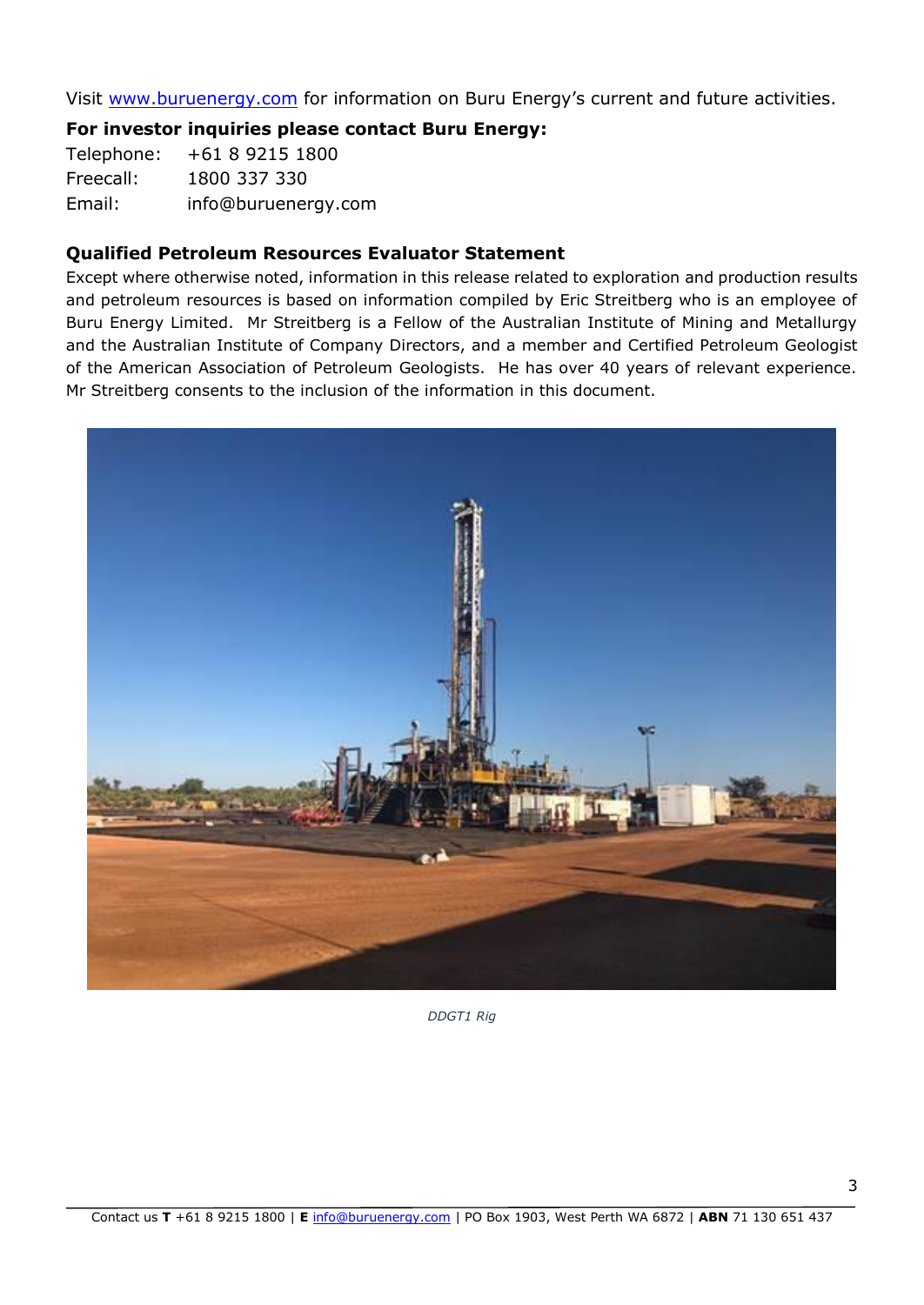Visit www.buruenergy.com for information on Buru Energy's current and future activities.

**For investor inquiries please contact Buru Energy:**

Telephone: +61 8 9215 1800
Freecall: 1800 337 330
Email: info@buruenergy.com

### Qualified Petroleum Resources Evaluator Statement

Except where otherwise noted, information in this release related to exploration and production results and petroleum resources is based on information compiled by Eric Streitberg who is an employee of Buru Energy Limited. Mr Streitberg is a Fellow of the Australian Institute of Mining and Metallurgy and the Australian Institute of Company Directors, and a member and Certified Petroleum Geologist of the American Association of Petroleum Geologists. He has over 40 years of relevant experience. Mr Streitberg consents to the inclusion of the information in this document.

*DDGT1 Rig*